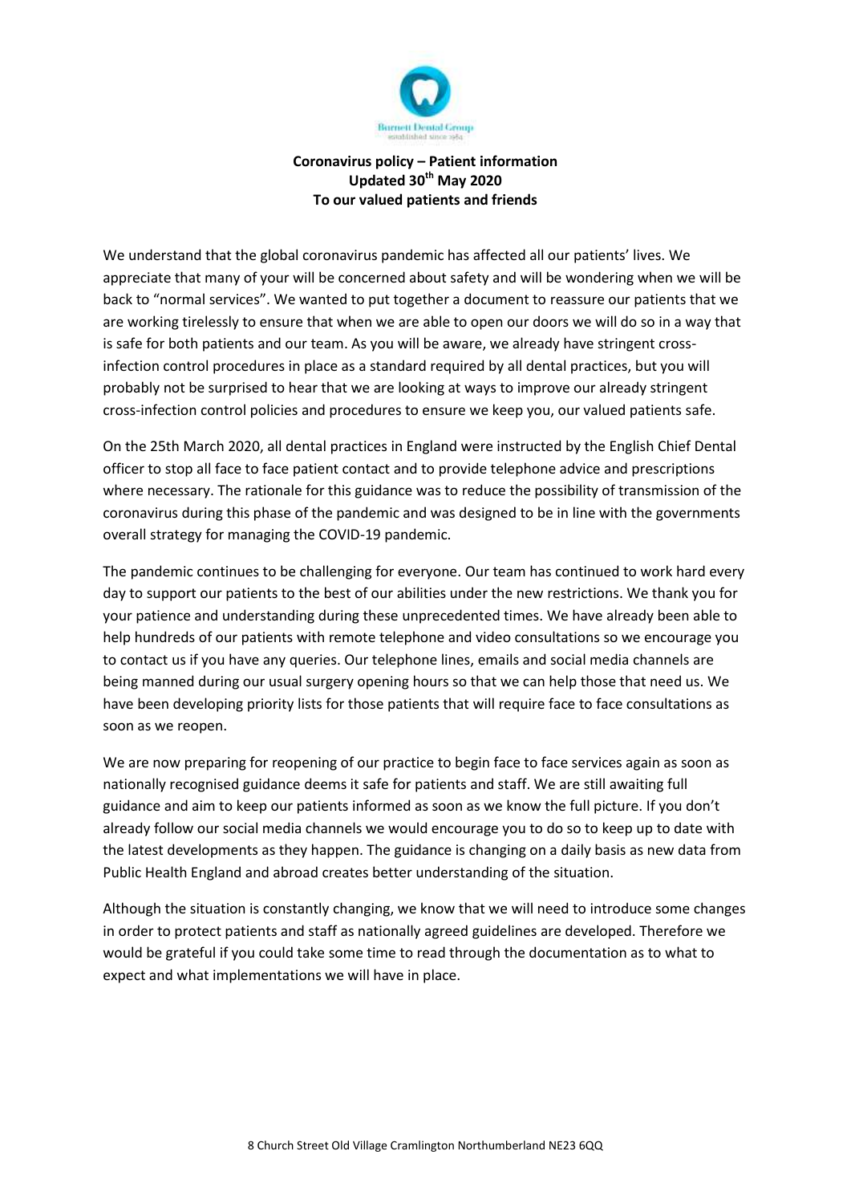Burnett Dental Group
established since 1984

**Coronavirus policy – Patient information**
**Updated 30th May 2020**
**To our valued patients and friends**

We understand that the global coronavirus pandemic has affected all our patients' lives. We appreciate that many of your will be concerned about safety and will be wondering when we will be back to "normal services". We wanted to put together a document to reassure our patients that we are working tirelessly to ensure that when we are able to open our doors we will do so in a way that is safe for both patients and our team. As you will be aware, we already have stringent cross-infection control procedures in place as a standard required by all dental practices, but you will probably not be surprised to hear that we are looking at ways to improve our already stringent cross-infection control policies and procedures to ensure we keep you, our valued patients safe.

On the 25th March 2020, all dental practices in England were instructed by the English Chief Dental officer to stop all face to face patient contact and to provide telephone advice and prescriptions where necessary. The rationale for this guidance was to reduce the possibility of transmission of the coronavirus during this phase of the pandemic and was designed to be in line with the governments overall strategy for managing the COVID-19 pandemic.

The pandemic continues to be challenging for everyone. Our team has continued to work hard every day to support our patients to the best of our abilities under the new restrictions. We thank you for your patience and understanding during these unprecedented times. We have already been able to help hundreds of our patients with remote telephone and video consultations so we encourage you to contact us if you have any queries. Our telephone lines, emails and social media channels are being manned during our usual surgery opening hours so that we can help those that need us. We have been developing priority lists for those patients that will require face to face consultations as soon as we reopen.

We are now preparing for reopening of our practice to begin face to face services again as soon as nationally recognised guidance deems it safe for patients and staff. We are still awaiting full guidance and aim to keep our patients informed as soon as we know the full picture. If you don't already follow our social media channels we would encourage you to do so to keep up to date with the latest developments as they happen. The guidance is changing on a daily basis as new data from Public Health England and abroad creates better understanding of the situation.

Although the situation is constantly changing, we know that we will need to introduce some changes in order to protect patients and staff as nationally agreed guidelines are developed. Therefore we would be grateful if you could take some time to read through the documentation as to what to expect and what implementations we will have in place.

8 Church Street Old Village Cramlington Northumberland NE23 6QQ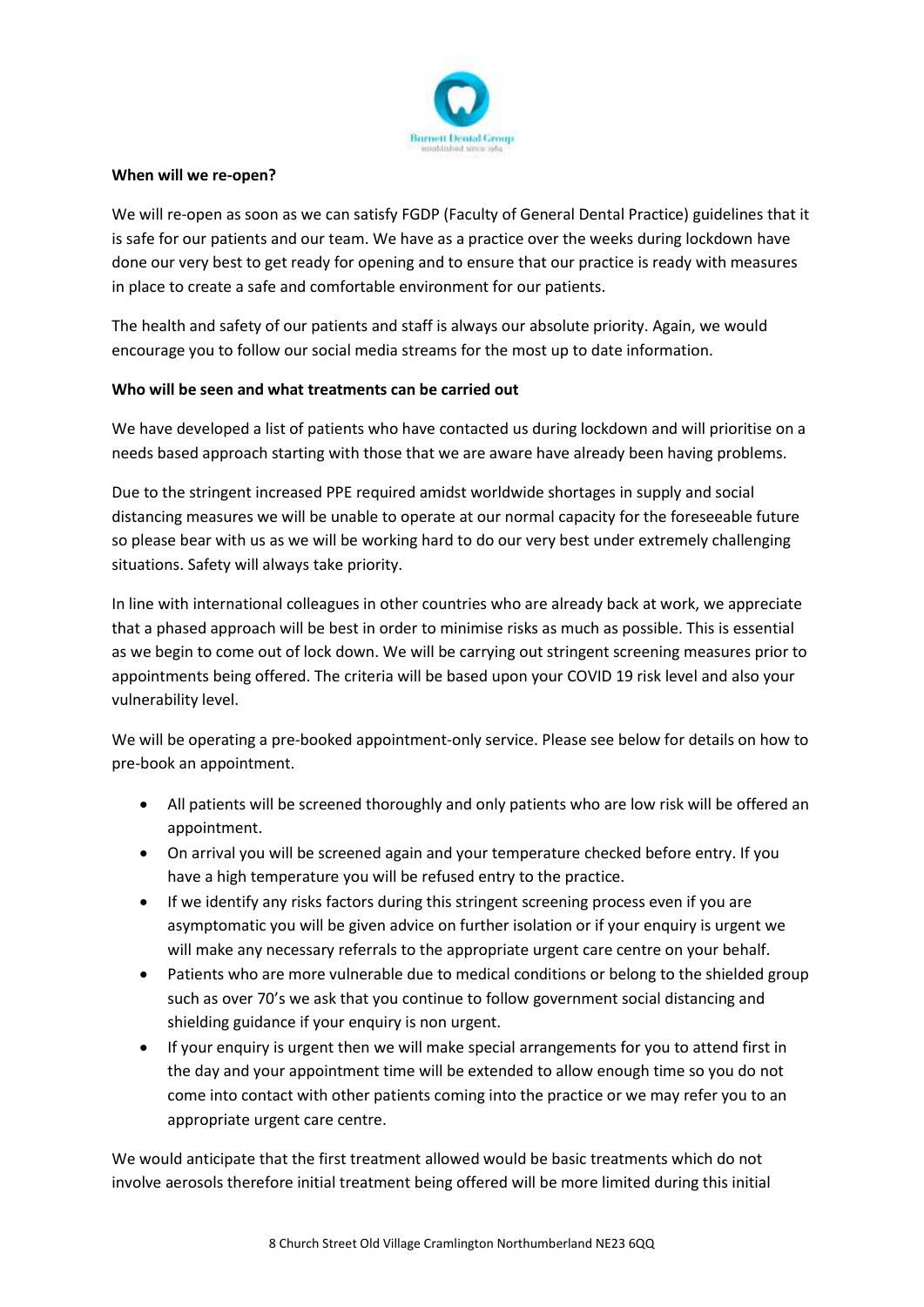**When will we re-open?**

We will re-open as soon as we can satisfy FGDP (Faculty of General Dental Practice) guidelines that it is safe for our patients and our team. We have as a practice over the weeks during lockdown have done our very best to get ready for opening and to ensure that our practice is ready with measures in place to create a safe and comfortable environment for our patients.

The health and safety of our patients and staff is always our absolute priority. Again, we would encourage you to follow our social media streams for the most up to date information.

**Who will be seen and what treatments can be carried out**

We have developed a list of patients who have contacted us during lockdown and will prioritise on a needs based approach starting with those that we are aware have already been having problems.

Due to the stringent increased PPE required amidst worldwide shortages in supply and social distancing measures we will be unable to operate at our normal capacity for the foreseeable future so please bear with us as we will be working hard to do our very best under extremely challenging situations. Safety will always take priority.

In line with international colleagues in other countries who are already back at work, we appreciate that a phased approach will be best in order to minimise risks as much as possible. This is essential as we begin to come out of lock down. We will be carrying out stringent screening measures prior to appointments being offered. The criteria will be based upon your COVID 19 risk level and also your vulnerability level.

We will be operating a pre-booked appointment-only service. Please see below for details on how to pre-book an appointment.

- All patients will be screened thoroughly and only patients who are low risk will be offered an appointment.
- On arrival you will be screened again and your temperature checked before entry. If you have a high temperature you will be refused entry to the practice.
- If we identify any risks factors during this stringent screening process even if you are asymptomatic you will be given advice on further isolation or if your enquiry is urgent we will make any necessary referrals to the appropriate urgent care centre on your behalf.
- Patients who are more vulnerable due to medical conditions or belong to the shielded group such as over 70's we ask that you continue to follow government social distancing and shielding guidance if your enquiry is non urgent.
- If your enquiry is urgent then we will make special arrangements for you to attend first in the day and your appointment time will be extended to allow enough time so you do not come into contact with other patients coming into the practice or we may refer you to an appropriate urgent care centre.

We would anticipate that the first treatment allowed would be basic treatments which do not involve aerosols therefore initial treatment being offered will be more limited during this initial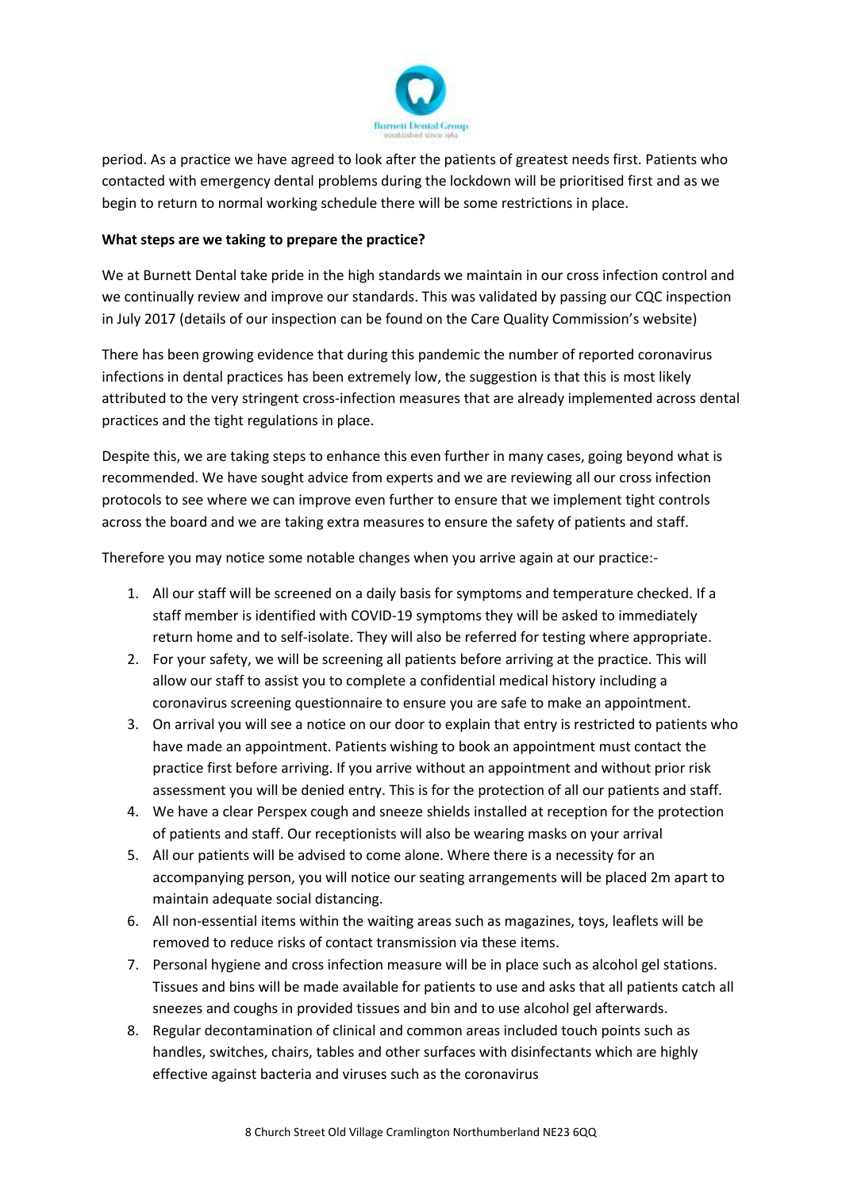period. As a practice we have agreed to look after the patients of greatest needs first. Patients who contacted with emergency dental problems during the lockdown will be prioritised first and as we begin to return to normal working schedule there will be some restrictions in place.

**What steps are we taking to prepare the practice?**

We at Burnett Dental take pride in the high standards we maintain in our cross infection control and we continually review and improve our standards. This was validated by passing our CQC inspection in July 2017 (details of our inspection can be found on the Care Quality Commission's website)

There has been growing evidence that during this pandemic the number of reported coronavirus infections in dental practices has been extremely low, the suggestion is that this is most likely attributed to the very stringent cross-infection measures that are already implemented across dental practices and the tight regulations in place.

Despite this, we are taking steps to enhance this even further in many cases, going beyond what is recommended. We have sought advice from experts and we are reviewing all our cross infection protocols to see where we can improve even further to ensure that we implement tight controls across the board and we are taking extra measures to ensure the safety of patients and staff.

Therefore you may notice some notable changes when you arrive again at our practice:-

1. All our staff will be screened on a daily basis for symptoms and temperature checked. If a staff member is identified with COVID-19 symptoms they will be asked to immediately return home and to self-isolate. They will also be referred for testing where appropriate.
2. For your safety, we will be screening all patients before arriving at the practice. This will allow our staff to assist you to complete a confidential medical history including a coronavirus screening questionnaire to ensure you are safe to make an appointment.
3. On arrival you will see a notice on our door to explain that entry is restricted to patients who have made an appointment. Patients wishing to book an appointment must contact the practice first before arriving. If you arrive without an appointment and without prior risk assessment you will be denied entry. This is for the protection of all our patients and staff.
4. We have a clear Perspex cough and sneeze shields installed at reception for the protection of patients and staff. Our receptionists will also be wearing masks on your arrival
5. All our patients will be advised to come alone. Where there is a necessity for an accompanying person, you will notice our seating arrangements will be placed 2m apart to maintain adequate social distancing.
6. All non-essential items within the waiting areas such as magazines, toys, leaflets will be removed to reduce risks of contact transmission via these items.
7. Personal hygiene and cross infection measure will be in place such as alcohol gel stations. Tissues and bins will be made available for patients to use and asks that all patients catch all sneezes and coughs in provided tissues and bin and to use alcohol gel afterwards.
8. Regular decontamination of clinical and common areas included touch points such as handles, switches, chairs, tables and other surfaces with disinfectants which are highly effective against bacteria and viruses such as the coronavirus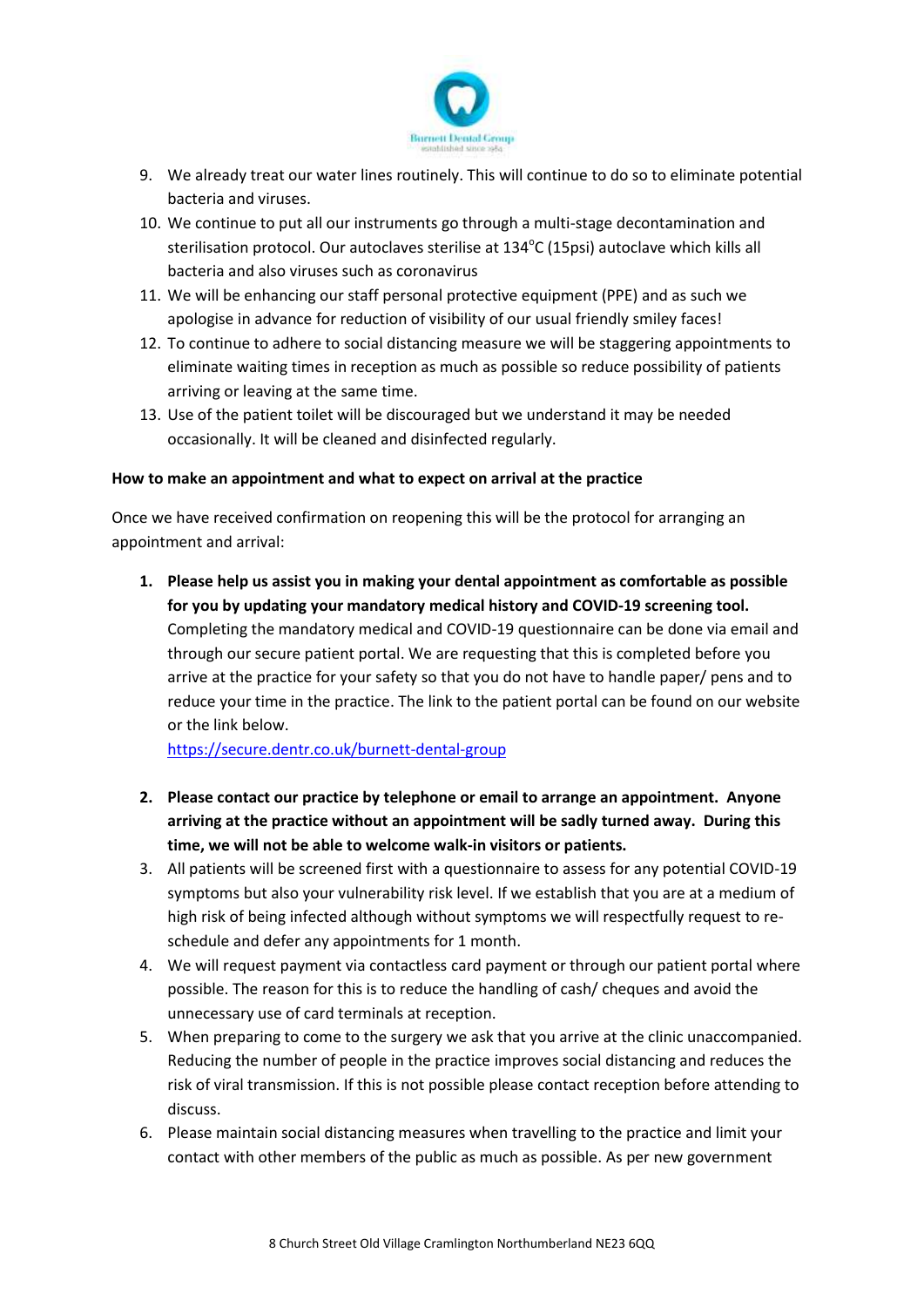9. We already treat our water lines routinely. This will continue to do so to eliminate potential bacteria and viruses.
10. We continue to put all our instruments go through a multi-stage decontamination and sterilisation protocol. Our autoclaves sterilise at 134°C (15psi) autoclave which kills all bacteria and also viruses such as coronavirus
11. We will be enhancing our staff personal protective equipment (PPE) and as such we apologise in advance for reduction of visibility of our usual friendly smiley faces!
12. To continue to adhere to social distancing measure we will be staggering appointments to eliminate waiting times in reception as much as possible so reduce possibility of patients arriving or leaving at the same time.
13. Use of the patient toilet will be discouraged but we understand it may be needed occasionally. It will be cleaned and disinfected regularly.

**How to make an appointment and what to expect on arrival at the practice**

Once we have received confirmation on reopening this will be the protocol for arranging an appointment and arrival:

1. **Please help us assist you in making your dental appointment as comfortable as possible for you by updating your mandatory medical history and COVID-19 screening tool.** Completing the mandatory medical and COVID-19 questionnaire can be done via email and through our secure patient portal. We are requesting that this is completed before you arrive at the practice for your safety so that you do not have to handle paper/ pens and to reduce your time in the practice. The link to the patient portal can be found on our website or the link below.
   https://secure.dentr.co.uk/burnett-dental-group

2. **Please contact our practice by telephone or email to arrange an appointment. Anyone arriving at the practice without an appointment will be sadly turned away. During this time, we will not be able to welcome walk-in visitors or patients.**
3. All patients will be screened first with a questionnaire to assess for any potential COVID-19 symptoms but also your vulnerability risk level. If we establish that you are at a medium of high risk of being infected although without symptoms we will respectfully request to re-schedule and defer any appointments for 1 month.
4. We will request payment via contactless card payment or through our patient portal where possible. The reason for this is to reduce the handling of cash/ cheques and avoid the unnecessary use of card terminals at reception.
5. When preparing to come to the surgery we ask that you arrive at the clinic unaccompanied. Reducing the number of people in the practice improves social distancing and reduces the risk of viral transmission. If this is not possible please contact reception before attending to discuss.
6. Please maintain social distancing measures when travelling to the practice and limit your contact with other members of the public as much as possible. As per new government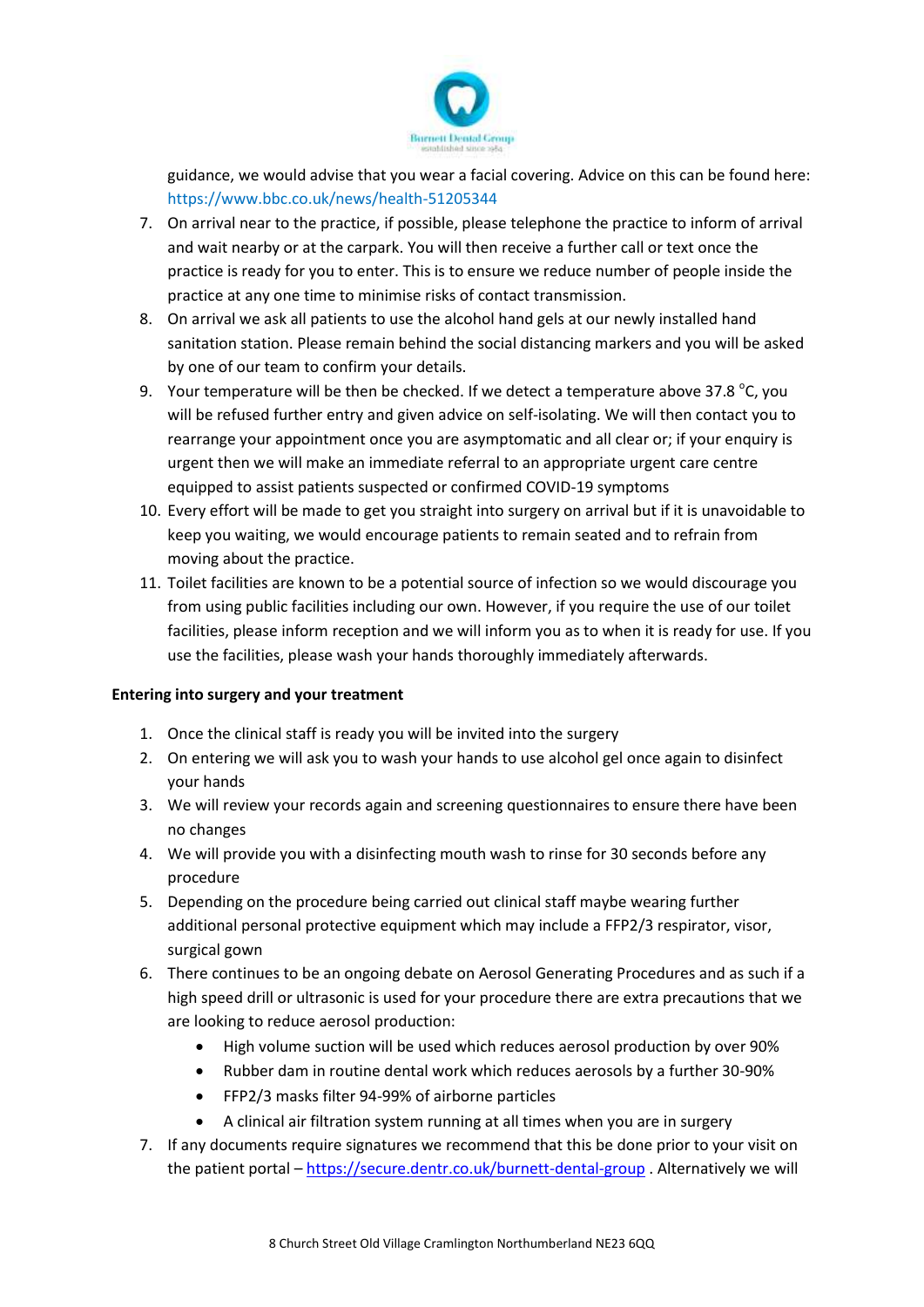guidance, we would advise that you wear a facial covering. Advice on this can be found here: https://www.bbc.co.uk/news/health-51205344

7. On arrival near to the practice, if possible, please telephone the practice to inform of arrival and wait nearby or at the carpark. You will then receive a further call or text once the practice is ready for you to enter. This is to ensure we reduce number of people inside the practice at any one time to minimise risks of contact transmission.
8. On arrival we ask all patients to use the alcohol hand gels at our newly installed hand sanitation station. Please remain behind the social distancing markers and you will be asked by one of our team to confirm your details.
9. Your temperature will be then be checked. If we detect a temperature above 37.8 °C, you will be refused further entry and given advice on self-isolating. We will then contact you to rearrange your appointment once you are asymptomatic and all clear or; if your enquiry is urgent then we will make an immediate referral to an appropriate urgent care centre equipped to assist patients suspected or confirmed COVID-19 symptoms
10. Every effort will be made to get you straight into surgery on arrival but if it is unavoidable to keep you waiting, we would encourage patients to remain seated and to refrain from moving about the practice.
11. Toilet facilities are known to be a potential source of infection so we would discourage you from using public facilities including our own. However, if you require the use of our toilet facilities, please inform reception and we will inform you as to when it is ready for use. If you use the facilities, please wash your hands thoroughly immediately afterwards.

**Entering into surgery and your treatment**

1. Once the clinical staff is ready you will be invited into the surgery
2. On entering we will ask you to wash your hands to use alcohol gel once again to disinfect your hands
3. We will review your records again and screening questionnaires to ensure there have been no changes
4. We will provide you with a disinfecting mouth wash to rinse for 30 seconds before any procedure
5. Depending on the procedure being carried out clinical staff maybe wearing further additional personal protective equipment which may include a FFP2/3 respirator, visor, surgical gown
6. There continues to be an ongoing debate on Aerosol Generating Procedures and as such if a high speed drill or ultrasonic is used for your procedure there are extra precautions that we are looking to reduce aerosol production:
   - High volume suction will be used which reduces aerosol production by over 90%
   - Rubber dam in routine dental work which reduces aerosols by a further 30-90%
   - FFP2/3 masks filter 94-99% of airborne particles
   - A clinical air filtration system running at all times when you are in surgery
7. If any documents require signatures we recommend that this be done prior to your visit on the patient portal – https://secure.dentr.co.uk/burnett-dental-group . Alternatively we will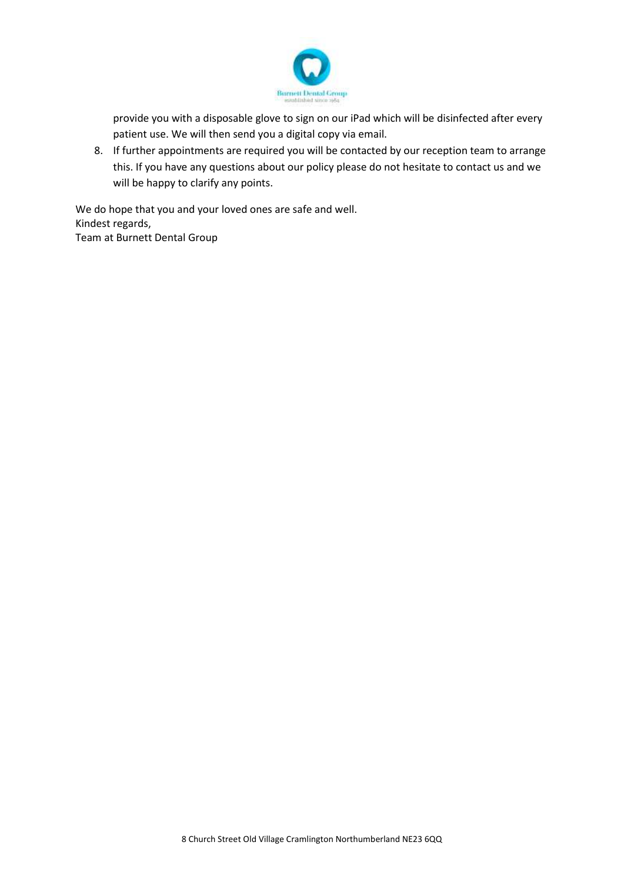provide you with a disposable glove to sign on our iPad which will be disinfected after every patient use. We will then send you a digital copy via email.

8. If further appointments are required you will be contacted by our reception team to arrange this. If you have any questions about our policy please do not hesitate to contact us and we will be happy to clarify any points.

We do hope that you and your loved ones are safe and well.
Kindest regards,
Team at Burnett Dental Group